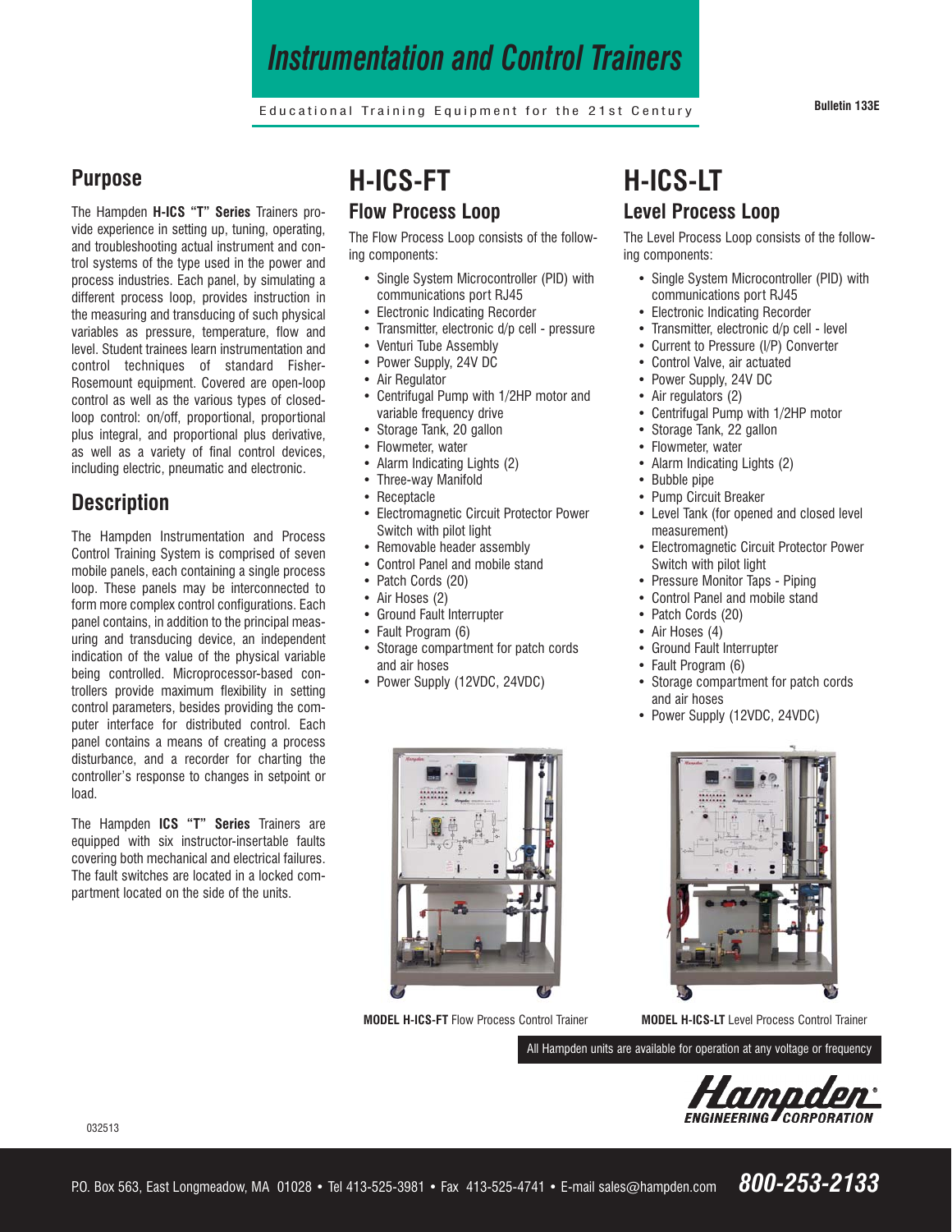# Instrumentation and Control Trainers

Educational Training Equipment for the 21st Century

Bulletin 133E

## Purpose

The Hampden **H-ICS "T" Series** Trainers provide experience in setting up, tuning, operating, and troubleshooting actual instrument and control systems of the type used in the power and process industries. Each panel, by simulating a different process loop, provides instruction in the measuring and transducing of such physical variables as pressure, temperature, flow and level. Student trainees learn instrumentation and control techniques of standard Fisher-Rosemount equipment. Covered are open-loop control as well as the various types of closed-loop control: on/off, proportional, proportional plus integral, and proportional plus derivative, as well as a variety of final control devices, including electric, pneumatic and electronic.

## Description

The Hampden Instrumentation and Process Control Training System is comprised of seven mobile panels, each containing a single process loop. These panels may be interconnected to form more complex control configurations. Each panel contains, in addition to the principal measuring and transducing device, an independent indication of the value of the physical variable being controlled. Microprocessor-based controllers provide maximum flexibility in setting control parameters, besides providing the computer interface for distributed control. Each panel contains a means of creating a process disturbance, and a recorder for charting the controller's response to changes in setpoint or load.

The Hampden **ICS "T" Series** Trainers are equipped with six instructor-insertable faults covering both mechanical and electrical failures. The fault switches are located in a locked compartment located on the side of the units.

# H-ICS-FT

## Flow Process Loop

The Flow Process Loop consists of the following components:

- Single System Microcontroller (PID) with communications port RJ45
- Electronic Indicating Recorder
- Transmitter, electronic d/p cell - pressure
- Venturi Tube Assembly
- Power Supply, 24V DC
- Air Regulator
- Centrifugal Pump with 1/2HP motor and variable frequency drive
- Storage Tank, 20 gallon
- Flowmeter, water
- Alarm Indicating Lights (2)
- Three-way Manifold
- Receptacle
- Electromagnetic Circuit Protector Power Switch with pilot light
- Removable header assembly
- Control Panel and mobile stand
- Patch Cords (20)
- Air Hoses (2)
- Ground Fault Interrupter
- Fault Program (6)
- Storage compartment for patch cords and air hoses
- Power Supply (12VDC, 24VDC)

**MODEL H-ICS-FT** Flow Process Control Trainer

# H-ICS-LT

## Level Process Loop

The Level Process Loop consists of the following components:

- Single System Microcontroller (PID) with communications port RJ45
- Electronic Indicating Recorder
- Transmitter, electronic d/p cell - level
- Current to Pressure (I/P) Converter
- Control Valve, air actuated
- Power Supply, 24V DC
- Air regulators (2)
- Centrifugal Pump with 1/2HP motor
- Storage Tank, 22 gallon
- Flowmeter, water
- Alarm Indicating Lights (2)
- Bubble pipe
- Pump Circuit Breaker
- Level Tank (for opened and closed level measurement)
- Electromagnetic Circuit Protector Power Switch with pilot light
- Pressure Monitor Taps - Piping
- Control Panel and mobile stand
- Patch Cords (20)
- Air Hoses (4)
- Ground Fault Interrupter
- Fault Program (6)
- Storage compartment for patch cords and air hoses
- Power Supply (12VDC, 24VDC)

**MODEL H-ICS-LT** Level Process Control Trainer

All Hampden units are available for operation at any voltage or frequency

Hampden ENGINEERING CORPORATION

032513

P.O. Box 563, East Longmeadow, MA 01028 • Tel 413-525-3981 • Fax 413-525-4741 • E-mail sales@hampden.com **800-253-2133**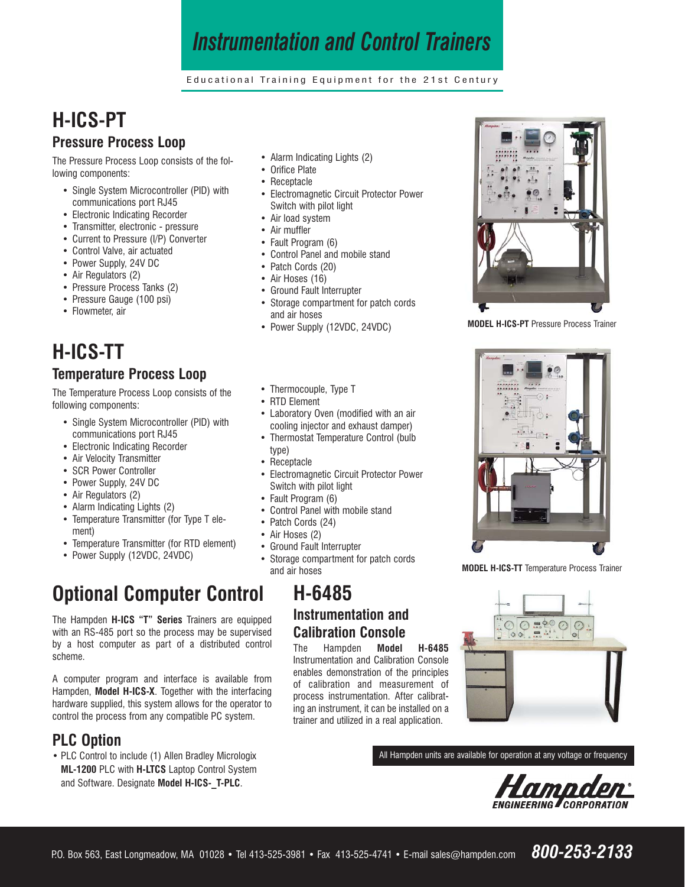# Instrumentation and Control Trainers

Educational Training Equipment for the 21st Century

## H-ICS-PT

### Pressure Process Loop

The Pressure Process Loop consists of the following components:

- Single System Microcontroller (PID) with communications port RJ45
- Electronic Indicating Recorder
- Transmitter, electronic - pressure
- Current to Pressure (I/P) Converter
- Control Valve, air actuated
- Power Supply, 24V DC
- Air Regulators (2)
- Pressure Process Tanks (2)
- Pressure Gauge (100 psi)
- Flowmeter, air
- Alarm Indicating Lights (2)
- Orifice Plate
- Receptacle
- Electromagnetic Circuit Protector Power Switch with pilot light
- Air load system
- Air muffler
- Fault Program (6)
- Control Panel and mobile stand
- Patch Cords (20)
- Air Hoses (16)
- Ground Fault Interrupter
- Storage compartment for patch cords and air hoses
- Power Supply (12VDC, 24VDC)

**MODEL H-ICS-PT** Pressure Process Trainer

## H-ICS-TT

### Temperature Process Loop

The Temperature Process Loop consists of the following components:

- Single System Microcontroller (PID) with communications port RJ45
- Electronic Indicating Recorder
- Air Velocity Transmitter
- SCR Power Controller
- Power Supply, 24V DC
- Air Regulators (2)
- Alarm Indicating Lights (2)
- Temperature Transmitter (for Type T element)
- Temperature Transmitter (for RTD element)
- Power Supply (12VDC, 24VDC)
- Thermocouple, Type T
- RTD Element
- Laboratory Oven (modified with an air cooling injector and exhaust damper)
- Thermostat Temperature Control (bulb type)
- Receptacle
- Electromagnetic Circuit Protector Power Switch with pilot light
- Fault Program (6)
- Control Panel with mobile stand
- Patch Cords (24)
- Air Hoses (2)
- Ground Fault Interrupter
- Storage compartment for patch cords and air hoses

**MODEL H-ICS-TT** Temperature Process Trainer

## Optional Computer Control

The Hampden **H-ICS "T" Series** Trainers are equipped with an RS-485 port so the process may be supervised by a host computer as part of a distributed control scheme.

A computer program and interface is available from Hampden, **Model H-ICS-X**. Together with the interfacing hardware supplied, this system allows for the operator to control the process from any compatible PC system.

### PLC Option

- PLC Control to include (1) Allen Bradley Micrologix **ML-1200** PLC with **H-LTCS** Laptop Control System and Software. Designate **Model H-ICS-_T-PLC**.

## H-6485

### Instrumentation and Calibration Console

The Hampden **Model H-6485** Instrumentation and Calibration Console enables demonstration of the principles of calibration and measurement of process instrumentation. After calibrating an instrument, it can be installed on a trainer and utilized in a real application.

All Hampden units are available for operation at any voltage or frequency

Hampden ENGINEERING CORPORATION

P.O. Box 563, East Longmeadow, MA 01028 • Tel 413-525-3981 • Fax 413-525-4741 • E-mail sales@hampden.com **800-253-2133**